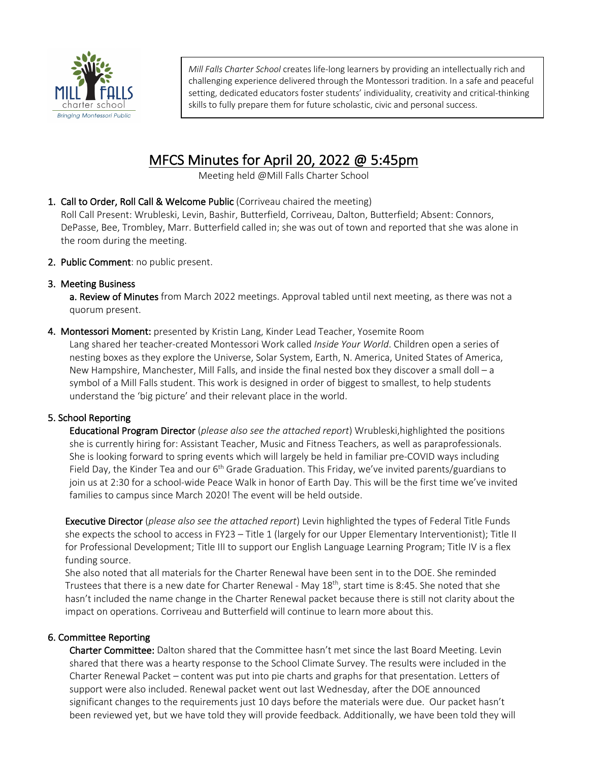*Mill Falls Charter School* creates life-long learners by providing an intellectually rich and challenging experience delivered through the Montessori tradition. In a safe and peaceful setting, dedicated educators foster students' individuality, creativity and critical-thinking skills to fully prepare them for future scholastic, civic and personal success.

# MFCS Minutes for April 20, 2022 @ 5:45pm

Meeting held @Mill Falls Charter School

1. **Call to Order, Roll Call & Welcome Public** (Corriveau chaired the meeting)
   Roll Call Present: Wrubleski, Levin, Bashir, Butterfield, Corriveau, Dalton, Butterfield; Absent: Connors, DePasse, Bee, Trombley, Marr. Butterfield called in; she was out of town and reported that she was alone in the room during the meeting.

2. **Public Comment**: no public present.

3. **Meeting Business**
   **a. Review of Minutes** from March 2022 meetings. Approval tabled until next meeting, as there was not a quorum present.

4. **Montessori Moment:** presented by Kristin Lang, Kinder Lead Teacher, Yosemite Room
   Lang shared her teacher-created Montessori Work called *Inside Your World*. Children open a series of nesting boxes as they explore the Universe, Solar System, Earth, N. America, United States of America, New Hampshire, Manchester, Mill Falls, and inside the final nested box they discover a small doll – a symbol of a Mill Falls student. This work is designed in order of biggest to smallest, to help students understand the 'big picture' and their relevant place in the world.

**5. School Reporting**

**Educational Program Director** (*please also see the attached report*) Wrubleski,highlighted the positions she is currently hiring for: Assistant Teacher, Music and Fitness Teachers, as well as paraprofessionals. She is looking forward to spring events which will largely be held in familiar pre-COVID ways including Field Day, the Kinder Tea and our 6th Grade Graduation. This Friday, we've invited parents/guardians to join us at 2:30 for a school-wide Peace Walk in honor of Earth Day. This will be the first time we've invited families to campus since March 2020! The event will be held outside.

**Executive Director** (*please also see the attached report*) Levin highlighted the types of Federal Title Funds she expects the school to access in FY23 – Title 1 (largely for our Upper Elementary Interventionist); Title II for Professional Development; Title III to support our English Language Learning Program; Title IV is a flex funding source.
She also noted that all materials for the Charter Renewal have been sent in to the DOE. She reminded Trustees that there is a new date for Charter Renewal - May 18th, start time is 8:45. She noted that she hasn't included the name change in the Charter Renewal packet because there is still not clarity about the impact on operations. Corriveau and Butterfield will continue to learn more about this.

**6. Committee Reporting**

**Charter Committee:** Dalton shared that the Committee hasn't met since the last Board Meeting. Levin shared that there was a hearty response to the School Climate Survey. The results were included in the Charter Renewal Packet – content was put into pie charts and graphs for that presentation. Letters of support were also included. Renewal packet went out last Wednesday, after the DOE announced significant changes to the requirements just 10 days before the materials were due. Our packet hasn't been reviewed yet, but we have told they will provide feedback. Additionally, we have been told they will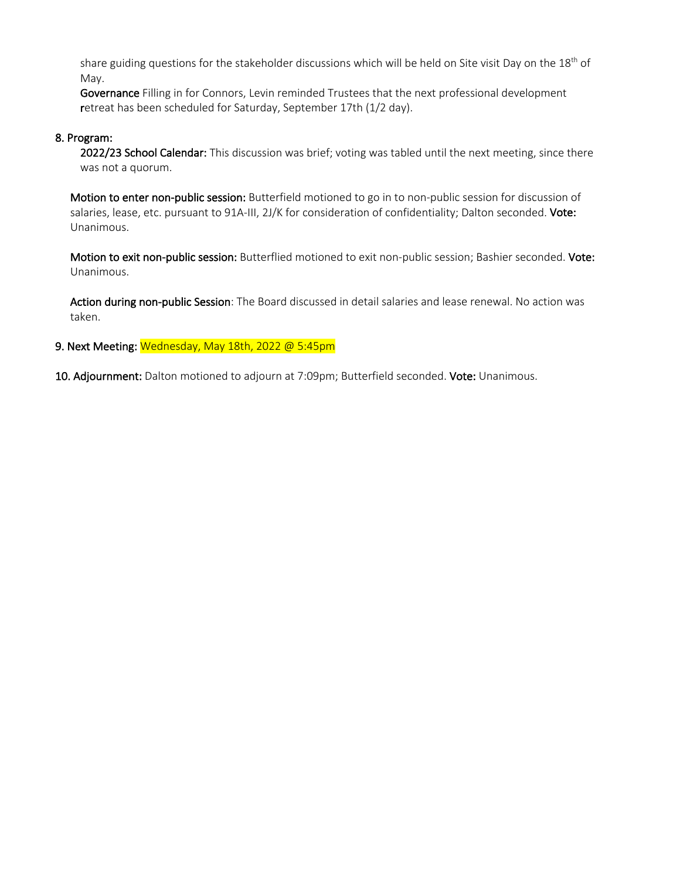share guiding questions for the stakeholder discussions which will be held on Site visit Day on the 18th of May.

**Governance** Filling in for Connors, Levin reminded Trustees that the next professional development retreat has been scheduled for Saturday, September 17th (1/2 day).

**8. Program:**

**2022/23 School Calendar:** This discussion was brief; voting was tabled until the next meeting, since there was not a quorum.

**Motion to enter non-public session:** Butterfield motioned to go in to non-public session for discussion of salaries, lease, etc. pursuant to 91A-III, 2J/K for consideration of confidentiality; Dalton seconded. **Vote:** Unanimous.

**Motion to exit non-public session:** Butterflied motioned to exit non-public session; Bashier seconded. **Vote:** Unanimous.

**Action during non-public Session**: The Board discussed in detail salaries and lease renewal. No action was taken.

**9. Next Meeting:** Wednesday, May 18th, 2022 @ 5:45pm

**10. Adjournment:** Dalton motioned to adjourn at 7:09pm; Butterfield seconded. **Vote:** Unanimous.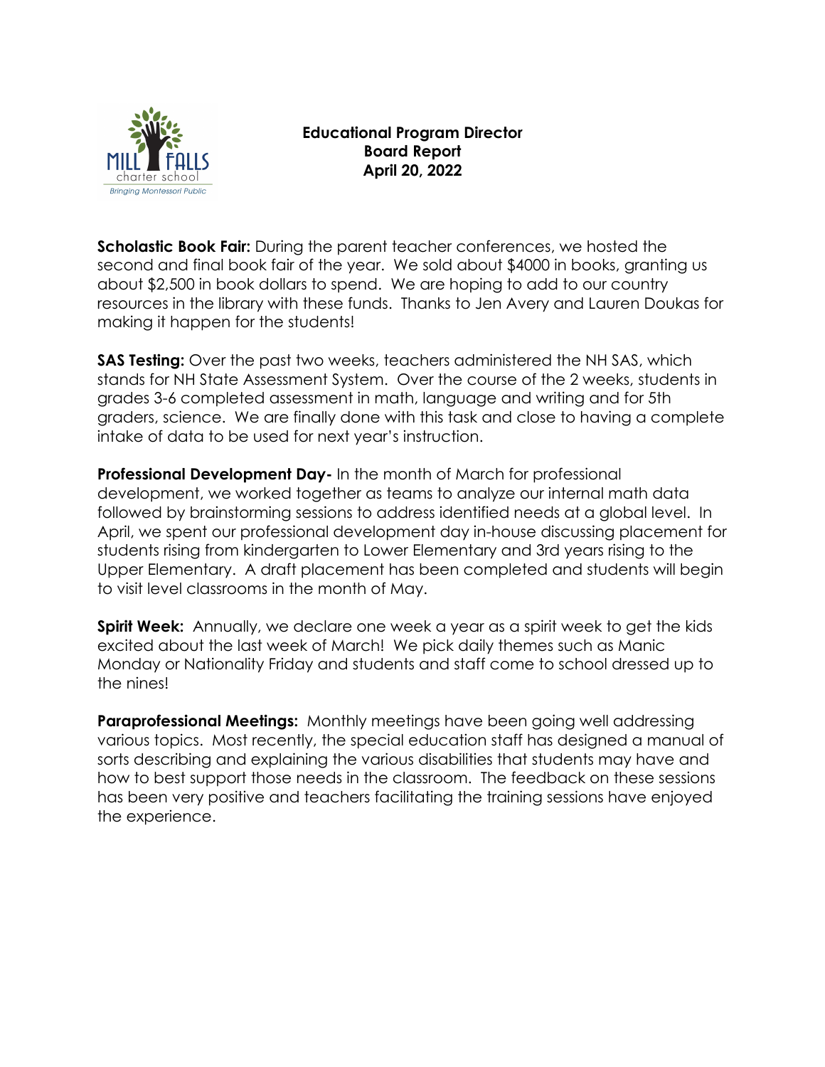**Educational Program Director**
**Board Report**
**April 20, 2022**

**Scholastic Book Fair:** During the parent teacher conferences, we hosted the second and final book fair of the year. We sold about $4000 in books, granting us about $2,500 in book dollars to spend. We are hoping to add to our country resources in the library with these funds. Thanks to Jen Avery and Lauren Doukas for making it happen for the students!

**SAS Testing:** Over the past two weeks, teachers administered the NH SAS, which stands for NH State Assessment System. Over the course of the 2 weeks, students in grades 3-6 completed assessment in math, language and writing and for 5th graders, science. We are finally done with this task and close to having a complete intake of data to be used for next year's instruction.

**Professional Development Day-** In the month of March for professional development, we worked together as teams to analyze our internal math data followed by brainstorming sessions to address identified needs at a global level. In April, we spent our professional development day in-house discussing placement for students rising from kindergarten to Lower Elementary and 3rd years rising to the Upper Elementary. A draft placement has been completed and students will begin to visit level classrooms in the month of May.

**Spirit Week:** Annually, we declare one week a year as a spirit week to get the kids excited about the last week of March! We pick daily themes such as Manic Monday or Nationality Friday and students and staff come to school dressed up to the nines!

**Paraprofessional Meetings:** Monthly meetings have been going well addressing various topics. Most recently, the special education staff has designed a manual of sorts describing and explaining the various disabilities that students may have and how to best support those needs in the classroom. The feedback on these sessions has been very positive and teachers facilitating the training sessions have enjoyed the experience.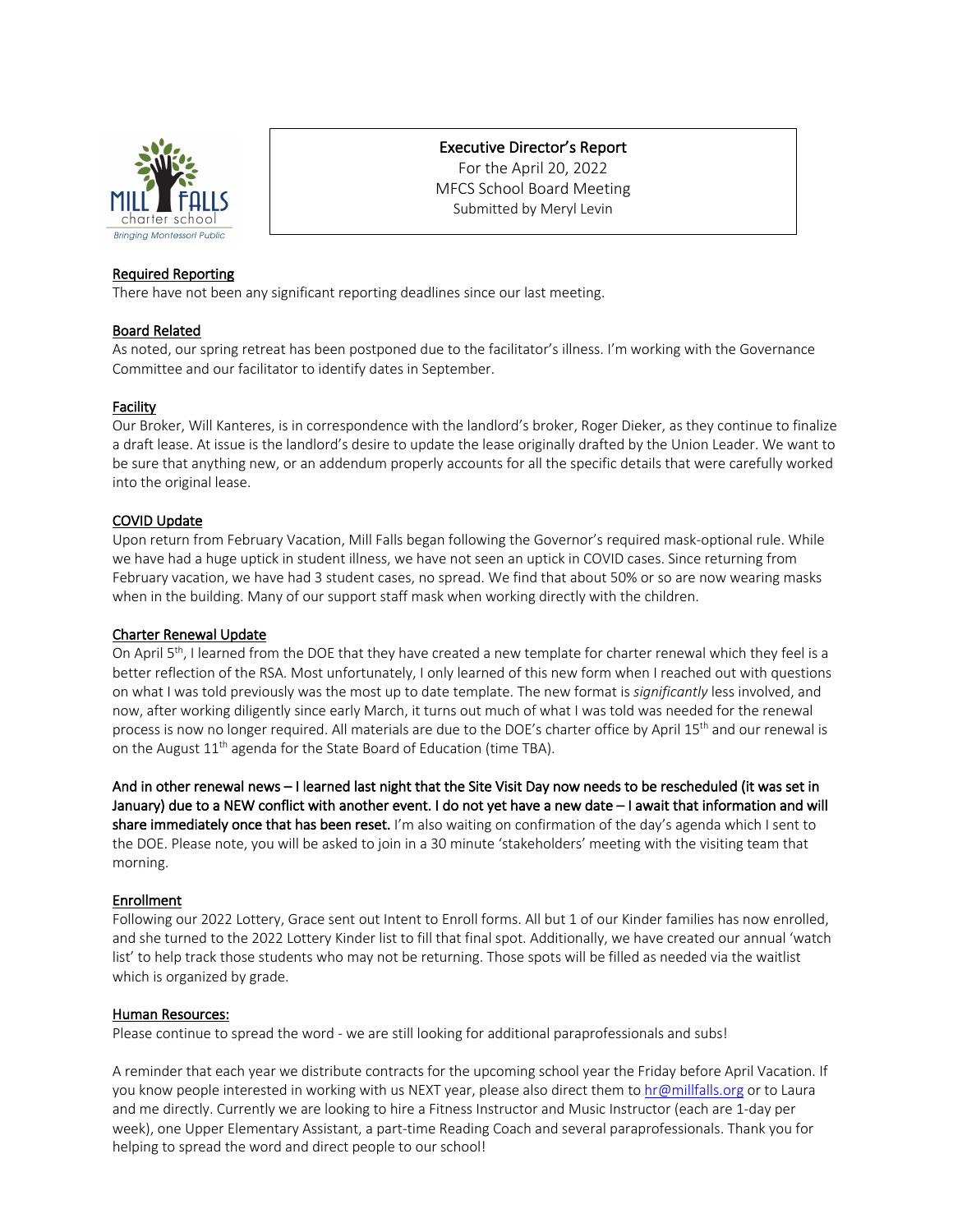Mill Falls charter school — Bringing Montessori Public

**Executive Director's Report**
For the April 20, 2022
MFCS School Board Meeting
Submitted by Meryl Levin

## Required Reporting

There have not been any significant reporting deadlines since our last meeting.

## Board Related

As noted, our spring retreat has been postponed due to the facilitator's illness. I'm working with the Governance Committee and our facilitator to identify dates in September.

## Facility

Our Broker, Will Kanteres, is in correspondence with the landlord's broker, Roger Dieker, as they continue to finalize a draft lease. At issue is the landlord's desire to update the lease originally drafted by the Union Leader. We want to be sure that anything new, or an addendum properly accounts for all the specific details that were carefully worked into the original lease.

## COVID Update

Upon return from February Vacation, Mill Falls began following the Governor's required mask-optional rule. While we have had a huge uptick in student illness, we have not seen an uptick in COVID cases. Since returning from February vacation, we have had 3 student cases, no spread. We find that about 50% or so are now wearing masks when in the building. Many of our support staff mask when working directly with the children.

## Charter Renewal Update

On April 5th, I learned from the DOE that they have created a new template for charter renewal which they feel is a better reflection of the RSA. Most unfortunately, I only learned of this new form when I reached out with questions on what I was told previously was the most up to date template. The new format is *significantly* less involved, and now, after working diligently since early March, it turns out much of what I was told was needed for the renewal process is now no longer required. All materials are due to the DOE's charter office by April 15th and our renewal is on the August 11th agenda for the State Board of Education (time TBA).

**And in other renewal news – I learned last night that the Site Visit Day now needs to be rescheduled (it was set in January) due to a NEW conflict with another event. I do not yet have a new date – I await that information and will share immediately once that has been reset.** I'm also waiting on confirmation of the day's agenda which I sent to the DOE. Please note, you will be asked to join in a 30 minute 'stakeholders' meeting with the visiting team that morning.

## Enrollment

Following our 2022 Lottery, Grace sent out Intent to Enroll forms. All but 1 of our Kinder families has now enrolled, and she turned to the 2022 Lottery Kinder list to fill that final spot. Additionally, we have created our annual 'watch list' to help track those students who may not be returning. Those spots will be filled as needed via the waitlist which is organized by grade.

## Human Resources:

Please continue to spread the word - we are still looking for additional paraprofessionals and subs!

A reminder that each year we distribute contracts for the upcoming school year the Friday before April Vacation. If you know people interested in working with us NEXT year, please also direct them to hr@millfalls.org or to Laura and me directly. Currently we are looking to hire a Fitness Instructor and Music Instructor (each are 1-day per week), one Upper Elementary Assistant, a part-time Reading Coach and several paraprofessionals. Thank you for helping to spread the word and direct people to our school!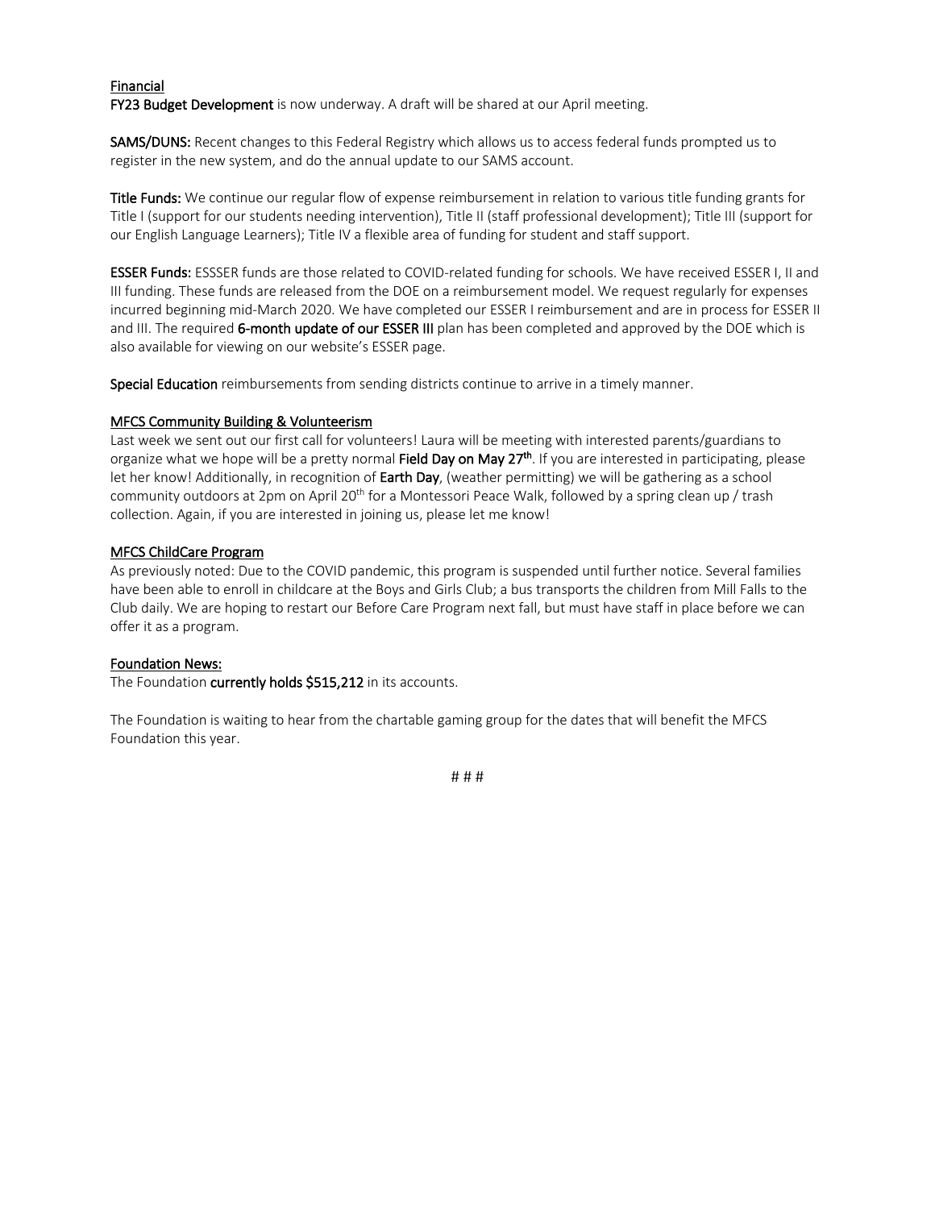<u>Financial</u>

**FY23 Budget Development** is now underway. A draft will be shared at our April meeting.

**SAMS/DUNS:** Recent changes to this Federal Registry which allows us to access federal funds prompted us to register in the new system, and do the annual update to our SAMS account.

**Title Funds:** We continue our regular flow of expense reimbursement in relation to various title funding grants for Title I (support for our students needing intervention), Title II (staff professional development); Title III (support for our English Language Learners); Title IV a flexible area of funding for student and staff support.

**ESSER Funds:** ESSSER funds are those related to COVID-related funding for schools. We have received ESSER I, II and III funding. These funds are released from the DOE on a reimbursement model. We request regularly for expenses incurred beginning mid-March 2020. We have completed our ESSER I reimbursement and are in process for ESSER II and III. The required **6-month update of our ESSER III** plan has been completed and approved by the DOE which is also available for viewing on our website's ESSER page.

**Special Education** reimbursements from sending districts continue to arrive in a timely manner.

<u>MFCS Community Building & Volunteerism</u>

Last week we sent out our first call for volunteers! Laura will be meeting with interested parents/guardians to organize what we hope will be a pretty normal **Field Day on May 27th**. If you are interested in participating, please let her know! Additionally, in recognition of **Earth Day**, (weather permitting) we will be gathering as a school community outdoors at 2pm on April 20th for a Montessori Peace Walk, followed by a spring clean up / trash collection. Again, if you are interested in joining us, please let me know!

<u>MFCS ChildCare Program</u>

As previously noted: Due to the COVID pandemic, this program is suspended until further notice. Several families have been able to enroll in childcare at the Boys and Girls Club; a bus transports the children from Mill Falls to the Club daily. We are hoping to restart our Before Care Program next fall, but must have staff in place before we can offer it as a program.

<u>Foundation News:</u>

The Foundation **currently holds $515,212** in its accounts.

The Foundation is waiting to hear from the chartable gaming group for the dates that will benefit the MFCS Foundation this year.

# # #